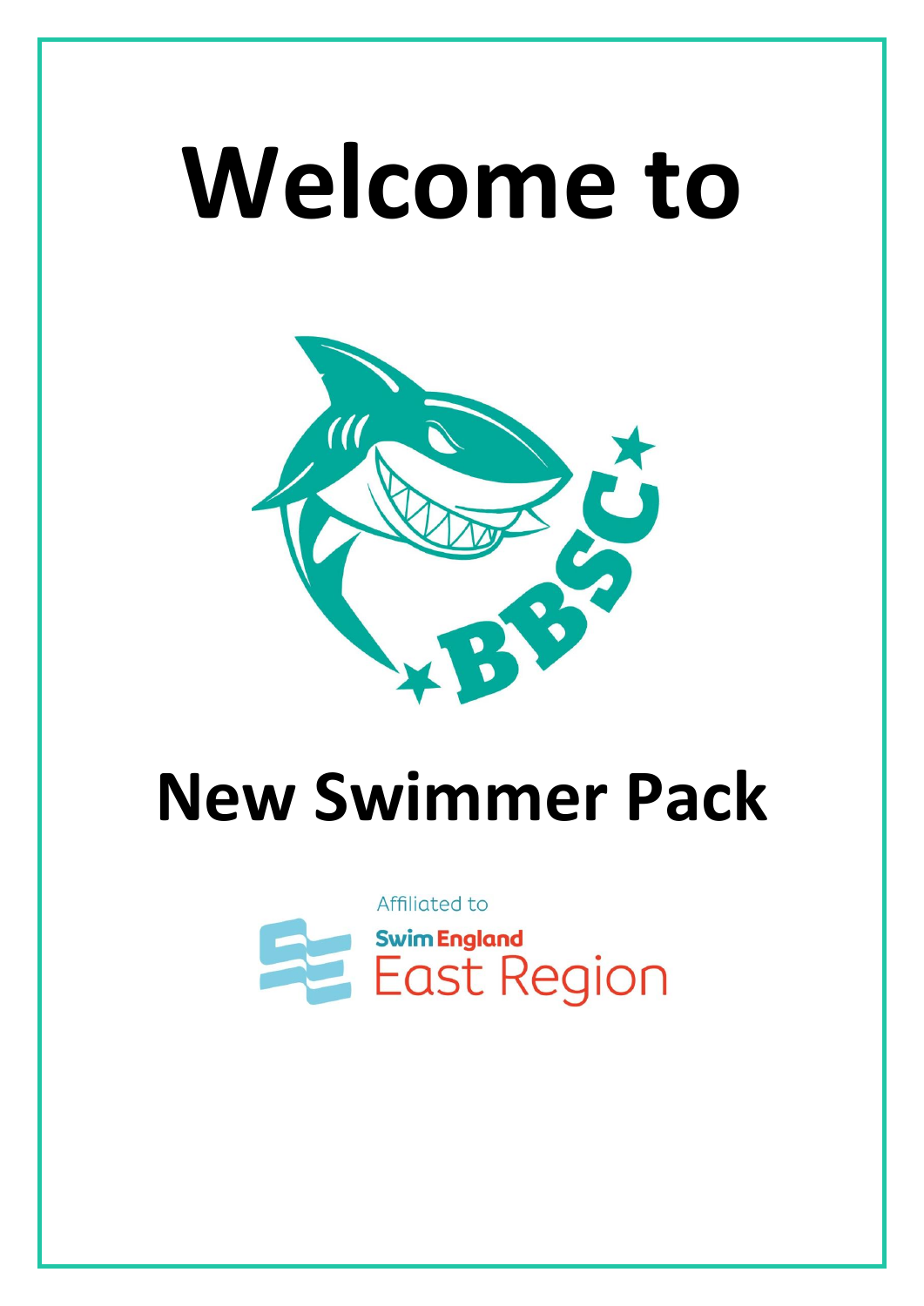# Welcome to

BBSC

# New Swimmer Pack

Affiliated to

Swim England East Region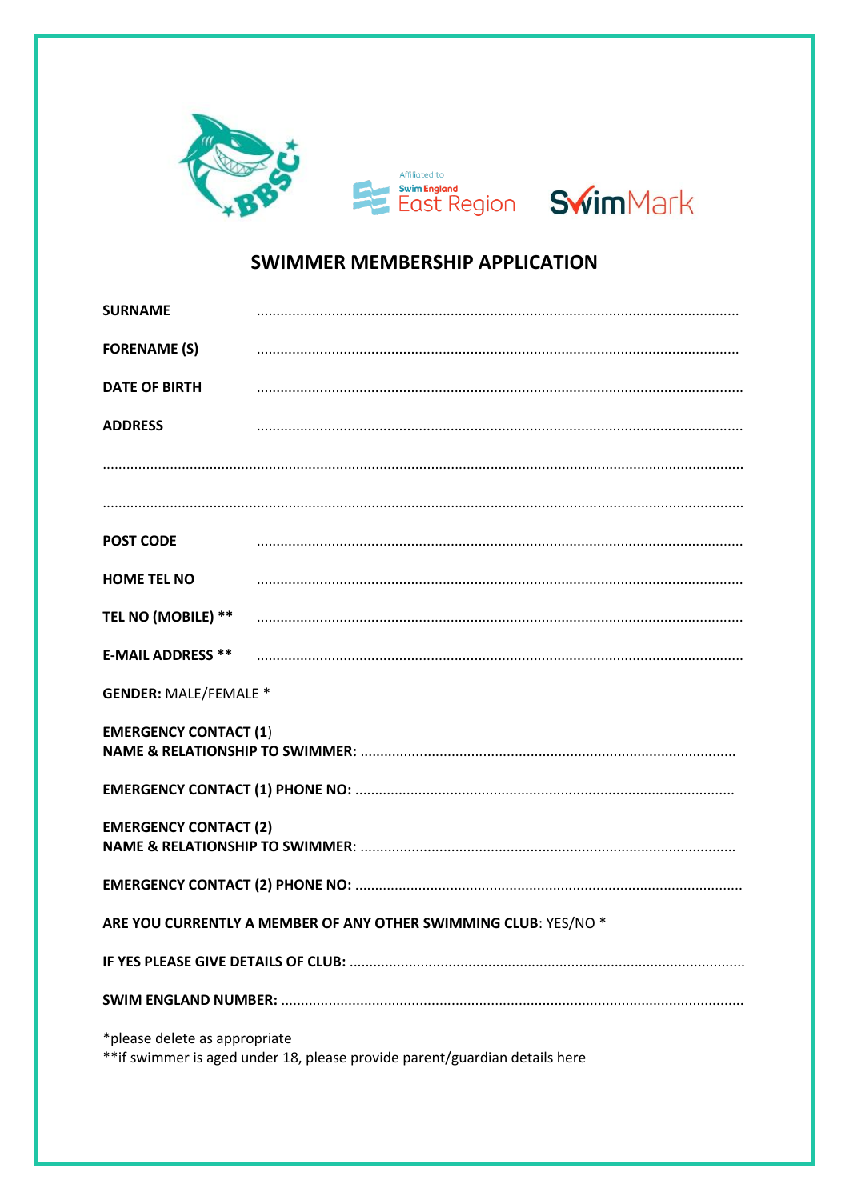Affiliated to Swim England East Region

SwimMark

## SWIMMER MEMBERSHIP APPLICATION

**SURNAME** ..........................................................................................................................

**FORENAME (S)** ..........................................................................................................................

**DATE OF BIRTH** ..........................................................................................................................

**ADDRESS** ..........................................................................................................................

..........................................................................................................................................................

..........................................................................................................................................................

**POST CODE** ..........................................................................................................................

**HOME TEL NO** ..........................................................................................................................

**TEL NO (MOBILE) \*\*** ..........................................................................................................................

**E-MAIL ADDRESS \*\*** ..........................................................................................................................

**GENDER:** MALE/FEMALE *

**EMERGENCY CONTACT (1)**
**NAME & RELATIONSHIP TO SWIMMER:** ..............................................................................................

**EMERGENCY CONTACT (1) PHONE NO:** ..............................................................................................

**EMERGENCY CONTACT (2)**
**NAME & RELATIONSHIP TO SWIMMER**: ..............................................................................................

**EMERGENCY CONTACT (2) PHONE NO:** ..............................................................................................

**ARE YOU CURRENTLY A MEMBER OF ANY OTHER SWIMMING CLUB**: YES/NO *

**IF YES PLEASE GIVE DETAILS OF CLUB:** ..............................................................................................

**SWIM ENGLAND NUMBER:** ..............................................................................................

*please delete as appropriate
**if swimmer is aged under 18, please provide parent/guardian details here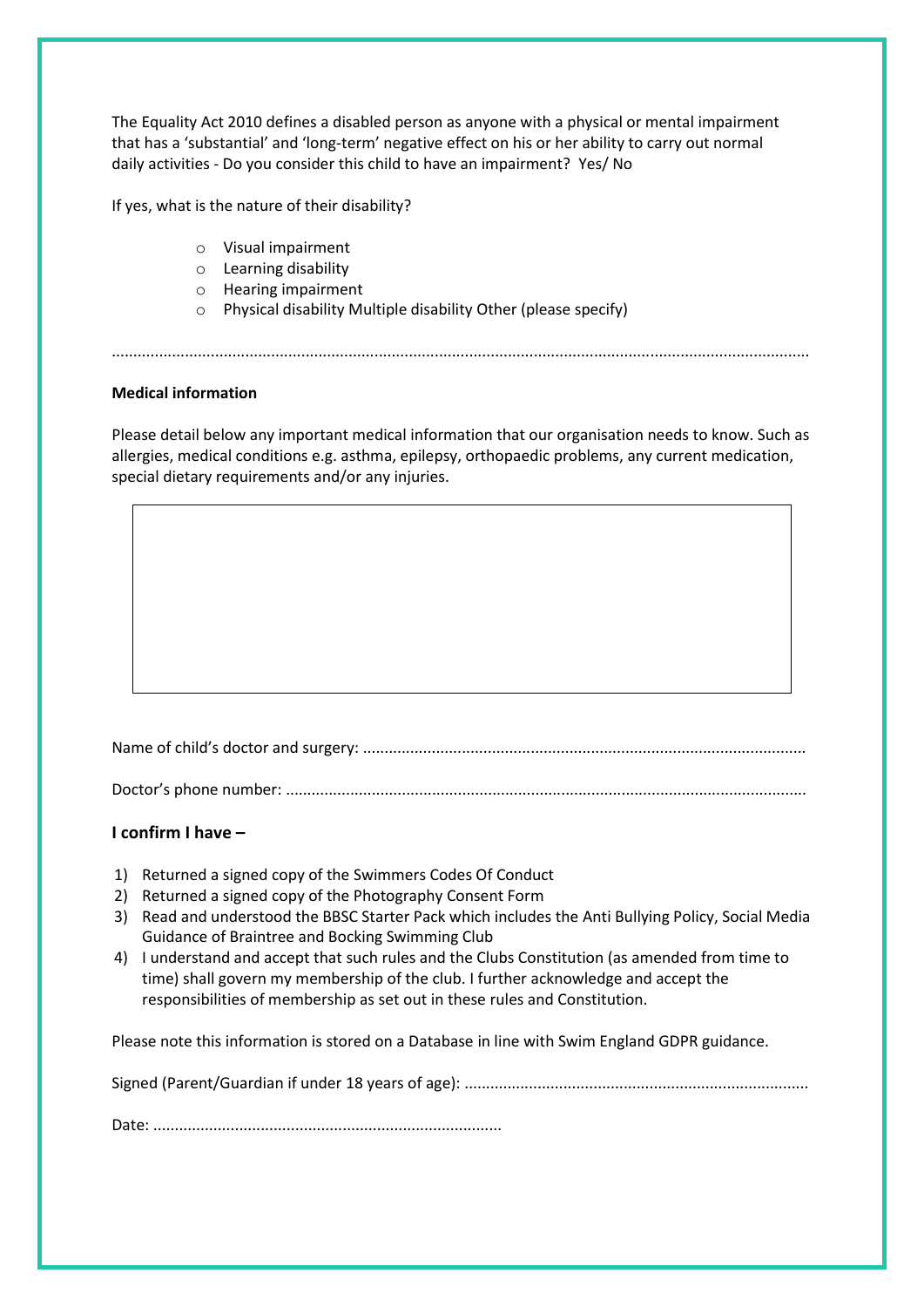The Equality Act 2010 defines a disabled person as anyone with a physical or mental impairment that has a 'substantial' and 'long-term' negative effect on his or her ability to carry out normal daily activities - Do you consider this child to have an impairment? Yes/ No

If yes, what is the nature of their disability?

- Visual impairment
- Learning disability
- Hearing impairment
- Physical disability Multiple disability Other (please specify)

.............................................................................................................................................................

**Medical information**

Please detail below any important medical information that our organisation needs to know. Such as allergies, medical conditions e.g. asthma, epilepsy, orthopaedic problems, any current medication, special dietary requirements and/or any injuries.

Name of child's doctor and surgery: ......................................................................................................

Doctor's phone number: ........................................................................................................................

### I confirm I have –

1) Returned a signed copy of the Swimmers Codes Of Conduct
2) Returned a signed copy of the Photography Consent Form
3) Read and understood the BBSC Starter Pack which includes the Anti Bullying Policy, Social Media Guidance of Braintree and Bocking Swimming Club
4) I understand and accept that such rules and the Clubs Constitution (as amended from time to time) shall govern my membership of the club. I further acknowledge and accept the responsibilities of membership as set out in these rules and Constitution.

Please note this information is stored on a Database in line with Swim England GDPR guidance.

Signed (Parent/Guardian if under 18 years of age): ...............................................................................

Date: ................................................................................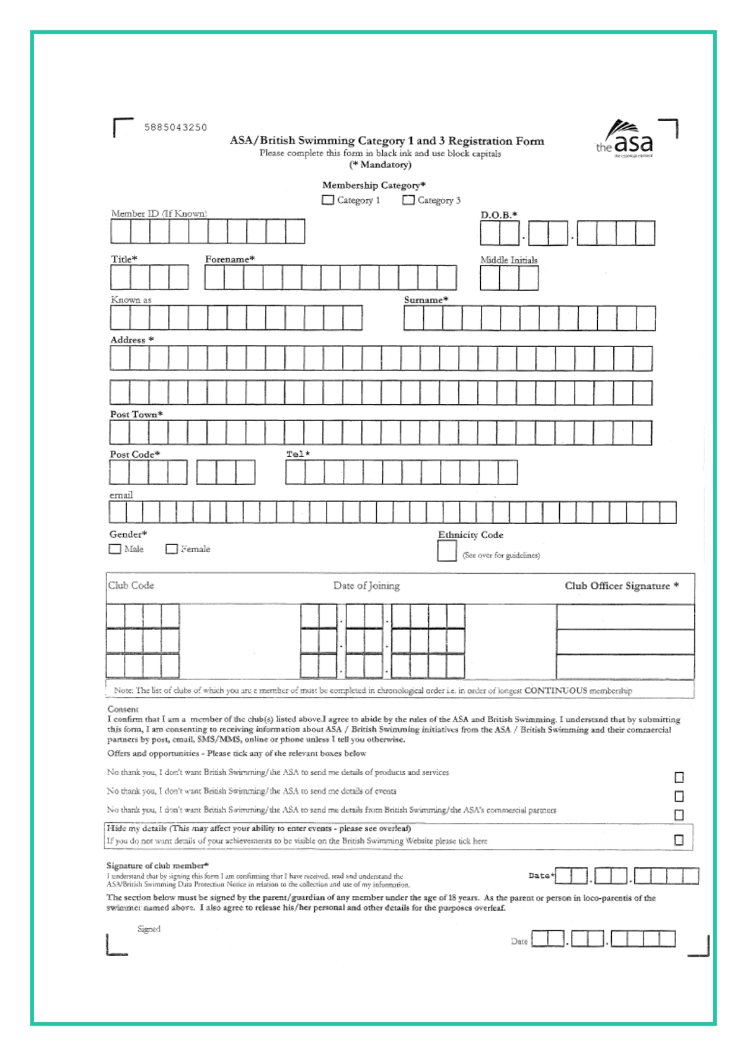5885043250

# ASA/British Swimming Category 1 and 3 Registration Form

Please complete this form in black ink and use block capitals

(* Mandatory)

the asa

**Membership Category***

☐ Category 1 ☐ Category 3

Member ID (If Known)

**D.O.B.***

**Title***

**Forename***

Middle Initials

Known as

**Surname***

**Address ***

**Post Town***

**Post Code***

**Tel***

email

**Gender***

☐ Male ☐ Female

Ethnicity Code

(See over for guidelines)

| Club Code | Date of Joining | **Club Officer Signature *** |
|---|---|---|
| | . . | |
| | . . | |
| | . . | |

Note: The list of clubs of which you are a member of must be completed in chronological order i.e. in order of longest CONTINUOUS membership

Consent

I confirm that I am a member of the club(s) listed above.I agree to abide by the rules of the ASA and British Swimming. I understand that by submitting this form, I am consenting to receiving information about ASA / British Swimming initiatives from the ASA / British Swimming and their commercial partners by post, email, SMS/MMS, online or phone unless I tell you otherwise.

Offers and opportunities - Please tick any of the relevant boxes below

No thank you, I don't want British Swimming/the ASA to send me details of products and services ☐

No thank you, I don't want British Swimming/the ASA to send me details of events ☐

No thank you, I don't want British Swimming/the ASA to send me details from British Swimming/the ASA's commercial partners ☐

Hide my details (This may affect your ability to enter events - please see overleaf)

If you do not want details of your achievements to be visible on the British Swimming Website please tick here ☐

**Signature of club member***

I understand that by signing this form I am confirming that I have received, read and understand the ASA/British Swimming Data Protection Notice in relation to the collection and use of my information.

Date* . .

The section below must be signed by the parent/guardian of any member under the age of 18 years. As the parent or person in loco-parentis of the swimmer named above. I also agree to release his/her personal and other details for the purposes overleaf.

Signed

Date . .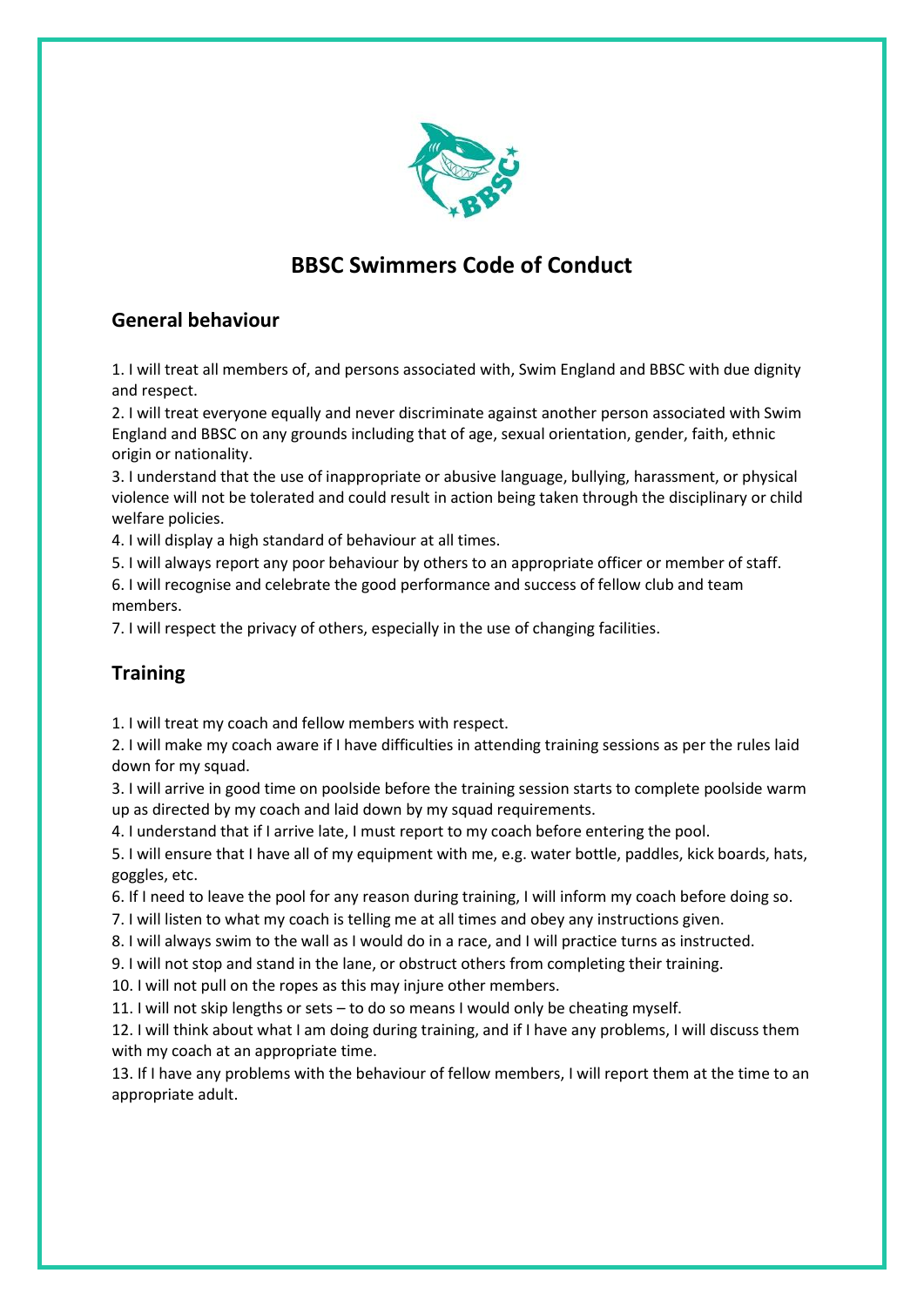# BBSC Swimmers Code of Conduct

## General behaviour

1. I will treat all members of, and persons associated with, Swim England and BBSC with due dignity and respect.
2. I will treat everyone equally and never discriminate against another person associated with Swim England and BBSC on any grounds including that of age, sexual orientation, gender, faith, ethnic origin or nationality.
3. I understand that the use of inappropriate or abusive language, bullying, harassment, or physical violence will not be tolerated and could result in action being taken through the disciplinary or child welfare policies.
4. I will display a high standard of behaviour at all times.
5. I will always report any poor behaviour by others to an appropriate officer or member of staff.
6. I will recognise and celebrate the good performance and success of fellow club and team members.
7. I will respect the privacy of others, especially in the use of changing facilities.

## Training

1. I will treat my coach and fellow members with respect.
2. I will make my coach aware if I have difficulties in attending training sessions as per the rules laid down for my squad.
3. I will arrive in good time on poolside before the training session starts to complete poolside warm up as directed by my coach and laid down by my squad requirements.
4. I understand that if I arrive late, I must report to my coach before entering the pool.
5. I will ensure that I have all of my equipment with me, e.g. water bottle, paddles, kick boards, hats, goggles, etc.
6. If I need to leave the pool for any reason during training, I will inform my coach before doing so.
7. I will listen to what my coach is telling me at all times and obey any instructions given.
8. I will always swim to the wall as I would do in a race, and I will practice turns as instructed.
9. I will not stop and stand in the lane, or obstruct others from completing their training.
10. I will not pull on the ropes as this may injure other members.
11. I will not skip lengths or sets – to do so means I would only be cheating myself.
12. I will think about what I am doing during training, and if I have any problems, I will discuss them with my coach at an appropriate time.
13. If I have any problems with the behaviour of fellow members, I will report them at the time to an appropriate adult.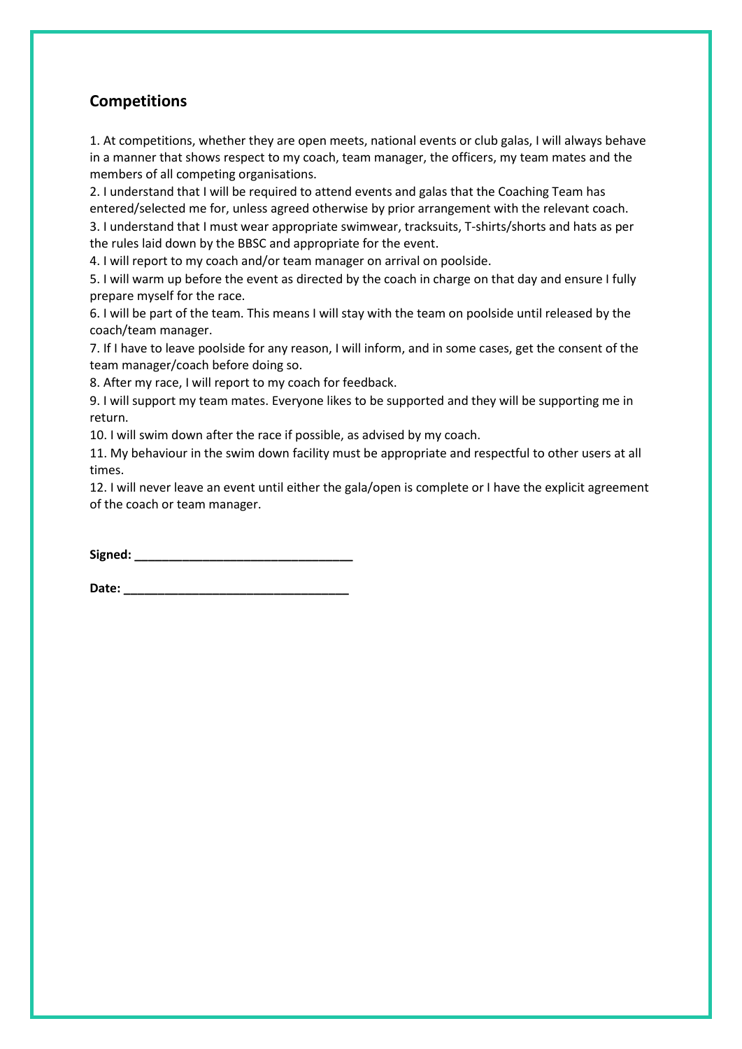## Competitions

1. At competitions, whether they are open meets, national events or club galas, I will always behave in a manner that shows respect to my coach, team manager, the officers, my team mates and the members of all competing organisations.
2. I understand that I will be required to attend events and galas that the Coaching Team has entered/selected me for, unless agreed otherwise by prior arrangement with the relevant coach.
3. I understand that I must wear appropriate swimwear, tracksuits, T-shirts/shorts and hats as per the rules laid down by the BBSC and appropriate for the event.
4. I will report to my coach and/or team manager on arrival on poolside.
5. I will warm up before the event as directed by the coach in charge on that day and ensure I fully prepare myself for the race.
6. I will be part of the team. This means I will stay with the team on poolside until released by the coach/team manager.
7. If I have to leave poolside for any reason, I will inform, and in some cases, get the consent of the team manager/coach before doing so.
8. After my race, I will report to my coach for feedback.
9. I will support my team mates. Everyone likes to be supported and they will be supporting me in return.
10. I will swim down after the race if possible, as advised by my coach.
11. My behaviour in the swim down facility must be appropriate and respectful to other users at all times.
12. I will never leave an event until either the gala/open is complete or I have the explicit agreement of the coach or team manager.

**Signed: ________________________________**

**Date: _________________________________**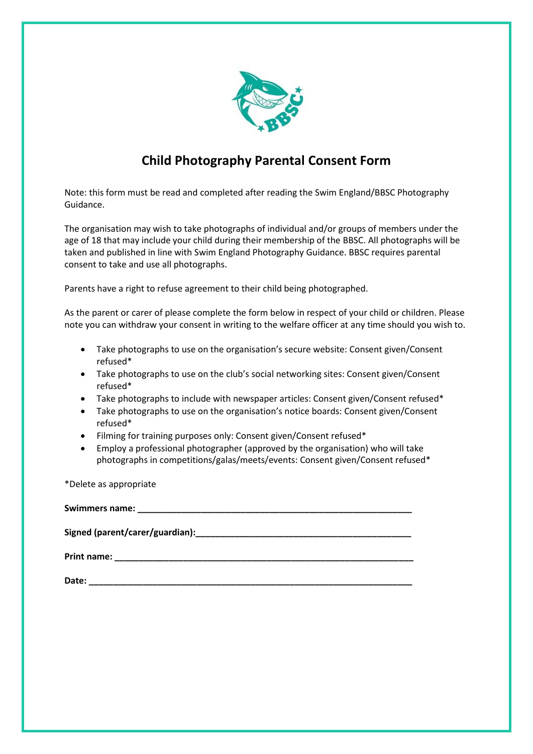# Child Photography Parental Consent Form

Note: this form must be read and completed after reading the Swim England/BBSC Photography Guidance.

The organisation may wish to take photographs of individual and/or groups of members under the age of 18 that may include your child during their membership of the BBSC. All photographs will be taken and published in line with Swim England Photography Guidance. BBSC requires parental consent to take and use all photographs.

Parents have a right to refuse agreement to their child being photographed.

As the parent or carer of please complete the form below in respect of your child or children. Please note you can withdraw your consent in writing to the welfare officer at any time should you wish to.

- Take photographs to use on the organisation's secure website: Consent given/Consent refused*
- Take photographs to use on the club's social networking sites: Consent given/Consent refused*
- Take photographs to include with newspaper articles: Consent given/Consent refused*
- Take photographs to use on the organisation's notice boards: Consent given/Consent refused*
- Filming for training purposes only: Consent given/Consent refused*
- Employ a professional photographer (approved by the organisation) who will take photographs in competitions/galas/meets/events: Consent given/Consent refused*

*Delete as appropriate

**Swimmers name:** ________________________________________________________

**Signed (parent/carer/guardian):**____________________________________________

**Print name:** ____________________________________________________________

**Date:** _________________________________________________________________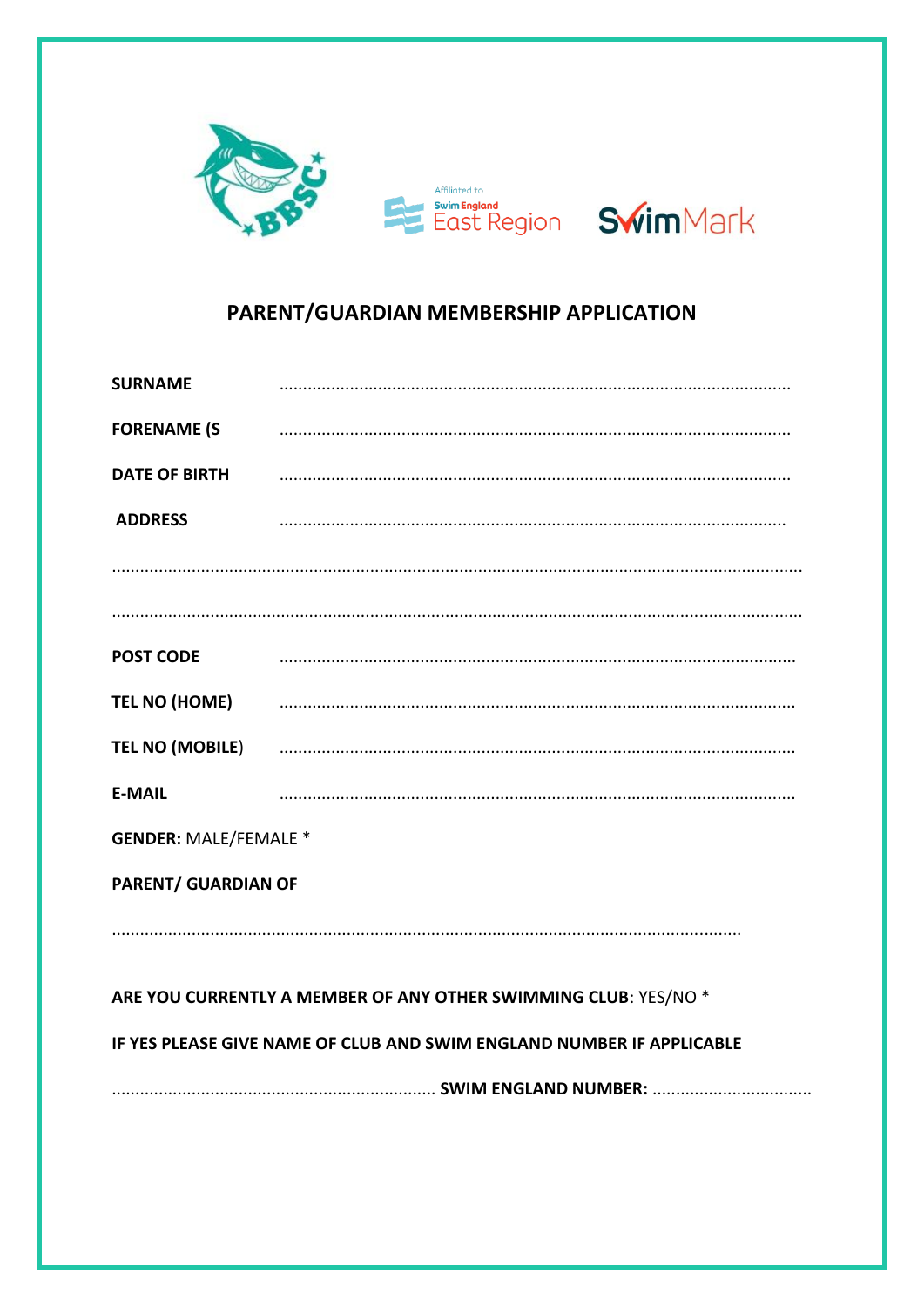Affiliated to Swim England East Region

SwimMark

## PARENT/GUARDIAN MEMBERSHIP APPLICATION

**SURNAME** ..........................................................................................................

**FORENAME (S** ..........................................................................................................

**DATE OF BIRTH** ..........................................................................................................

**ADDRESS** ..........................................................................................................

..............................................................................................................................................

..............................................................................................................................................

**POST CODE** ..........................................................................................................

**TEL NO (HOME)** ..........................................................................................................

**TEL NO (MOBILE)** ..........................................................................................................

**E-MAIL** ..........................................................................................................

**GENDER:** MALE/FEMALE *

**PARENT/ GUARDIAN OF**

..........................................................................................................................................

**ARE YOU CURRENTLY A MEMBER OF ANY OTHER SWIMMING CLUB**: YES/NO *

**IF YES PLEASE GIVE NAME OF CLUB AND SWIM ENGLAND NUMBER IF APPLICABLE**

.................................................................... **SWIM ENGLAND NUMBER:** .................................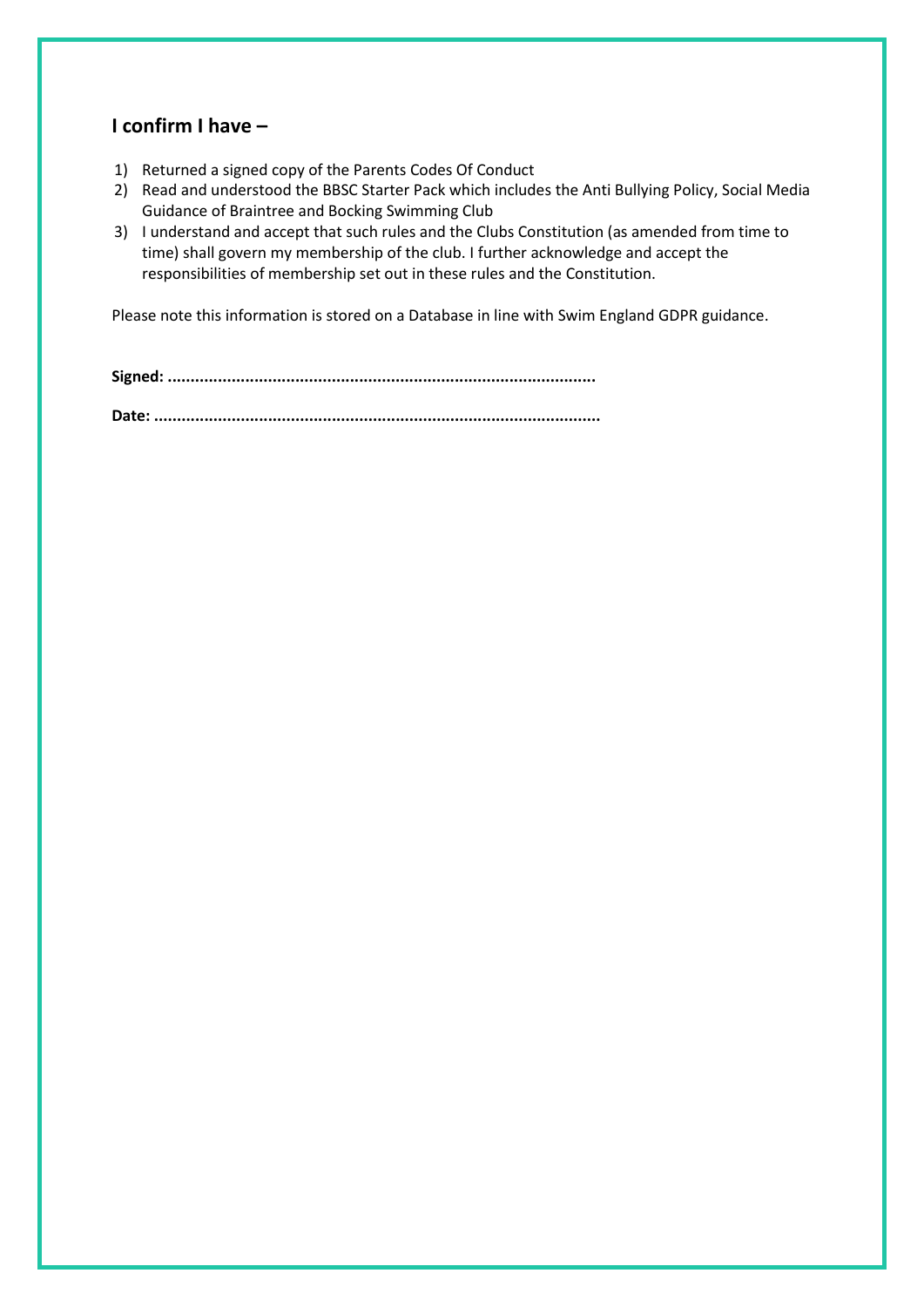## I confirm I have –

1) Returned a signed copy of the Parents Codes Of Conduct
2) Read and understood the BBSC Starter Pack which includes the Anti Bullying Policy, Social Media Guidance of Braintree and Bocking Swimming Club
3) I understand and accept that such rules and the Clubs Constitution (as amended from time to time) shall govern my membership of the club. I further acknowledge and accept the responsibilities of membership set out in these rules and the Constitution.

Please note this information is stored on a Database in line with Swim England GDPR guidance.

**Signed: ............................................................................................**

**Date: ................................................................................................**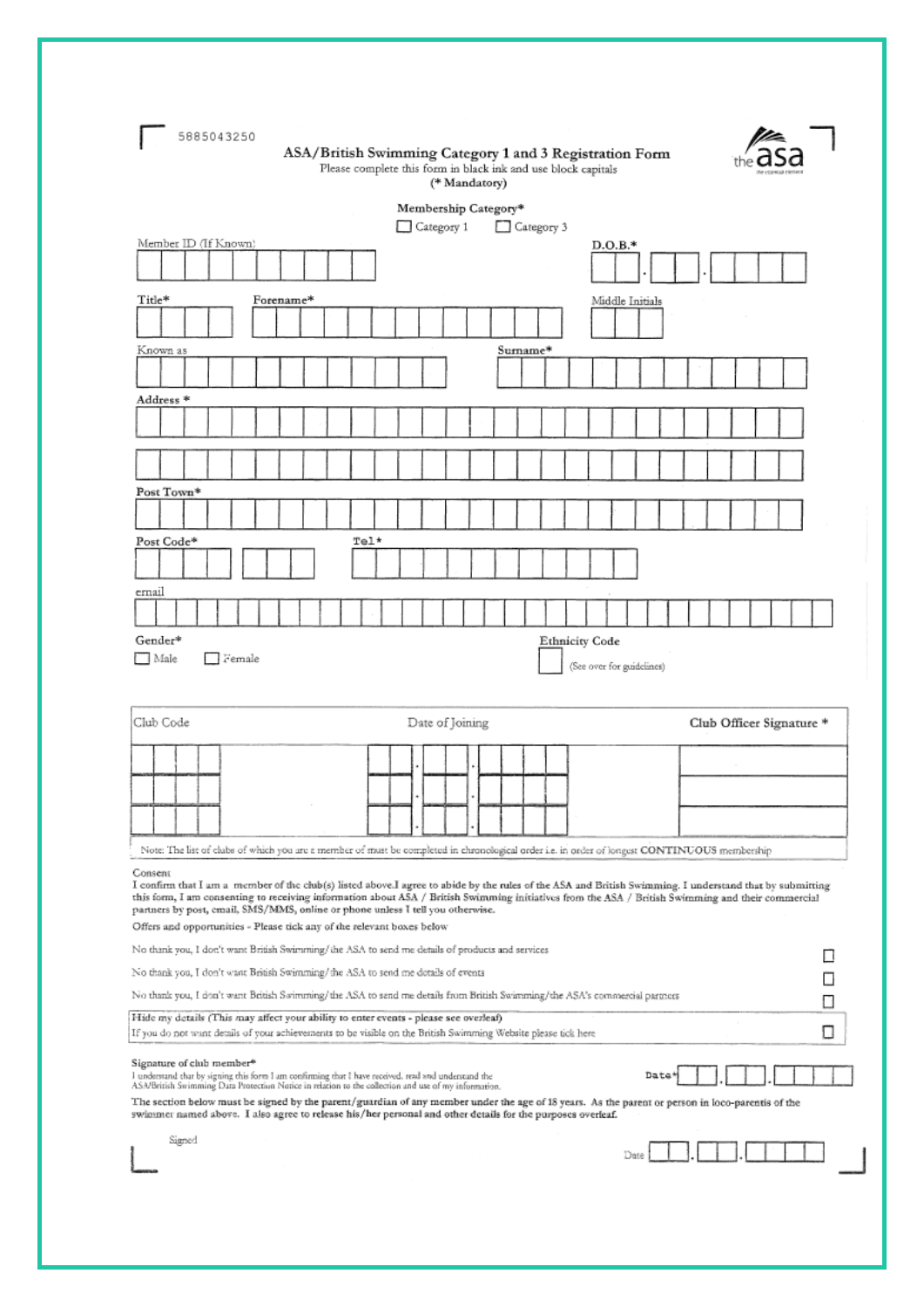5885043250

# ASA/British Swimming Category 1 and 3 Registration Form

Please complete this form in black ink and use block capitals

(* Mandatory)

**Membership Category***

☐ Category 1 ☐ Category 3

Member ID (If Known)

D.O.B.*

Title*

Forename*

Middle Initials

Known as

Surname*

Address *

Post Town*

Post Code*

Tel*

email

Gender*

☐ Male ☐ Female

Ethnicity Code

(See over for guidelines)

| Club Code | Date of Joining | Club Officer Signature * |
| --- | --- | --- |
| | . . | |
| | . . | |
| | . . | |

Note: The list of clubs of which you are a member of must be completed in chronological order i.e. in order of longest CONTINUOUS membership

Consent

I confirm that I am a member of the club(s) listed above.I agree to abide by the rules of the ASA and British Swimming. I understand that by submitting this form, I am consenting to receiving information about ASA / British Swimming initiatives from the ASA / British Swimming and their commercial partners by post, email, SMS/MMS, online or phone unless I tell you otherwise.

Offers and opportunities - Please tick any of the relevant boxes below

No thank you, I don't want British Swimming/the ASA to send me details of products and services ☐

No thank you, I don't want British Swimming/the ASA to send me details of events ☐

No thank you, I don't want British Swimming/the ASA to send me details from British Swimming/the ASA's commercial partners ☐

Hide my details (This may affect your ability to enter events - please see overleaf)

If you do not want details of your achievements to be visible on the British Swimming Website please tick here ☐

Signature of club member*

I understand that by signing this form I am confirming that I have received, read and understand the ASA/British Swimming Data Protection Notice in relation to the collection and use of my information.

Date* . .

The section below must be signed by the parent/guardian of any member under the age of 18 years. As the parent or person in loco-parentis of the swimmer named above. I also agree to release his/her personal and other details for the purposes overleaf.

Signed

Date . .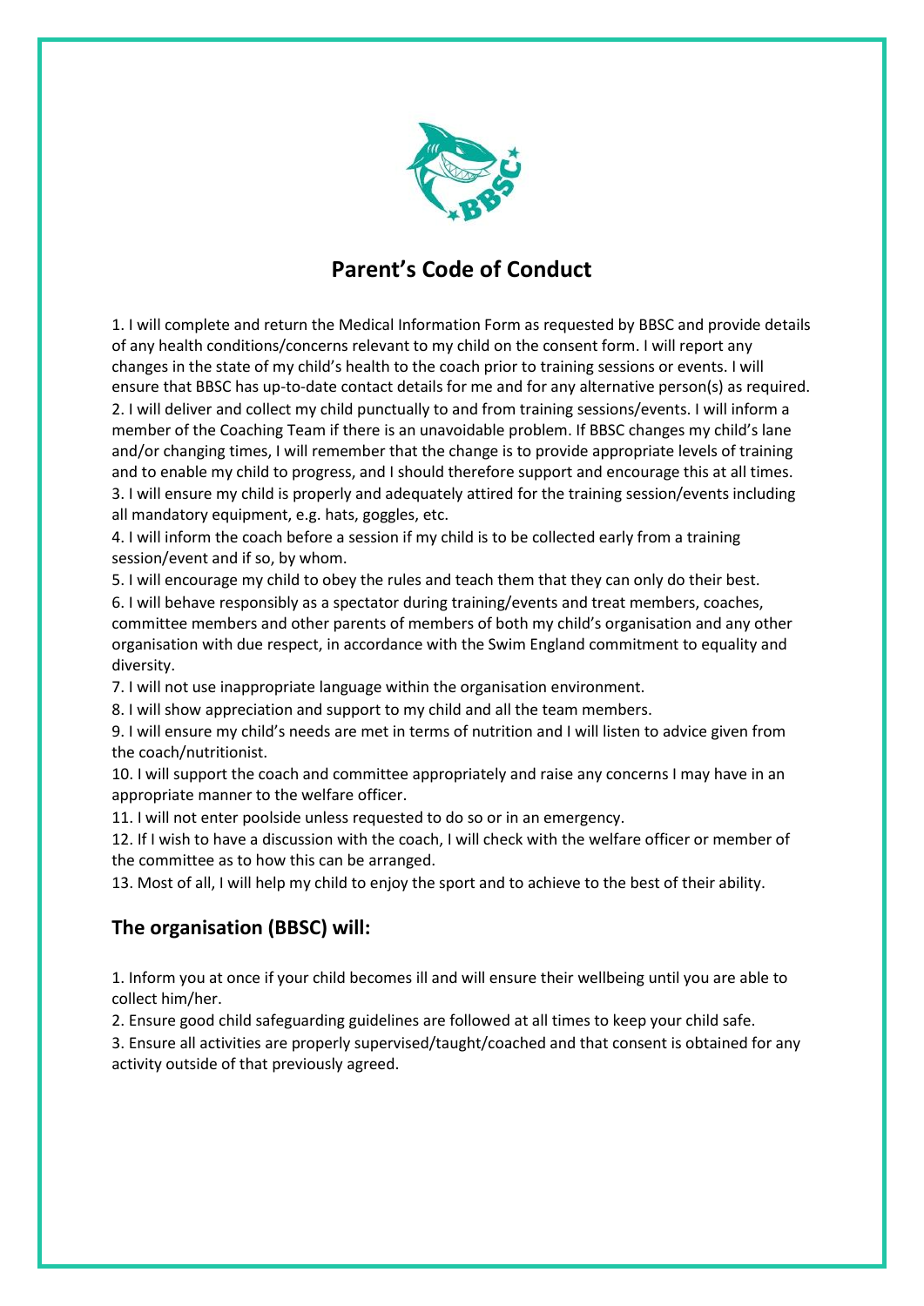# Parent's Code of Conduct

1. I will complete and return the Medical Information Form as requested by BBSC and provide details of any health conditions/concerns relevant to my child on the consent form. I will report any changes in the state of my child's health to the coach prior to training sessions or events. I will ensure that BBSC has up-to-date contact details for me and for any alternative person(s) as required.
2. I will deliver and collect my child punctually to and from training sessions/events. I will inform a member of the Coaching Team if there is an unavoidable problem. If BBSC changes my child's lane and/or changing times, I will remember that the change is to provide appropriate levels of training and to enable my child to progress, and I should therefore support and encourage this at all times.
3. I will ensure my child is properly and adequately attired for the training session/events including all mandatory equipment, e.g. hats, goggles, etc.
4. I will inform the coach before a session if my child is to be collected early from a training session/event and if so, by whom.
5. I will encourage my child to obey the rules and teach them that they can only do their best.
6. I will behave responsibly as a spectator during training/events and treat members, coaches, committee members and other parents of members of both my child's organisation and any other organisation with due respect, in accordance with the Swim England commitment to equality and diversity.
7. I will not use inappropriate language within the organisation environment.
8. I will show appreciation and support to my child and all the team members.
9. I will ensure my child's needs are met in terms of nutrition and I will listen to advice given from the coach/nutritionist.
10. I will support the coach and committee appropriately and raise any concerns I may have in an appropriate manner to the welfare officer.
11. I will not enter poolside unless requested to do so or in an emergency.
12. If I wish to have a discussion with the coach, I will check with the welfare officer or member of the committee as to how this can be arranged.
13. Most of all, I will help my child to enjoy the sport and to achieve to the best of their ability.

## The organisation (BBSC) will:

1. Inform you at once if your child becomes ill and will ensure their wellbeing until you are able to collect him/her.
2. Ensure good child safeguarding guidelines are followed at all times to keep your child safe.
3. Ensure all activities are properly supervised/taught/coached and that consent is obtained for any activity outside of that previously agreed.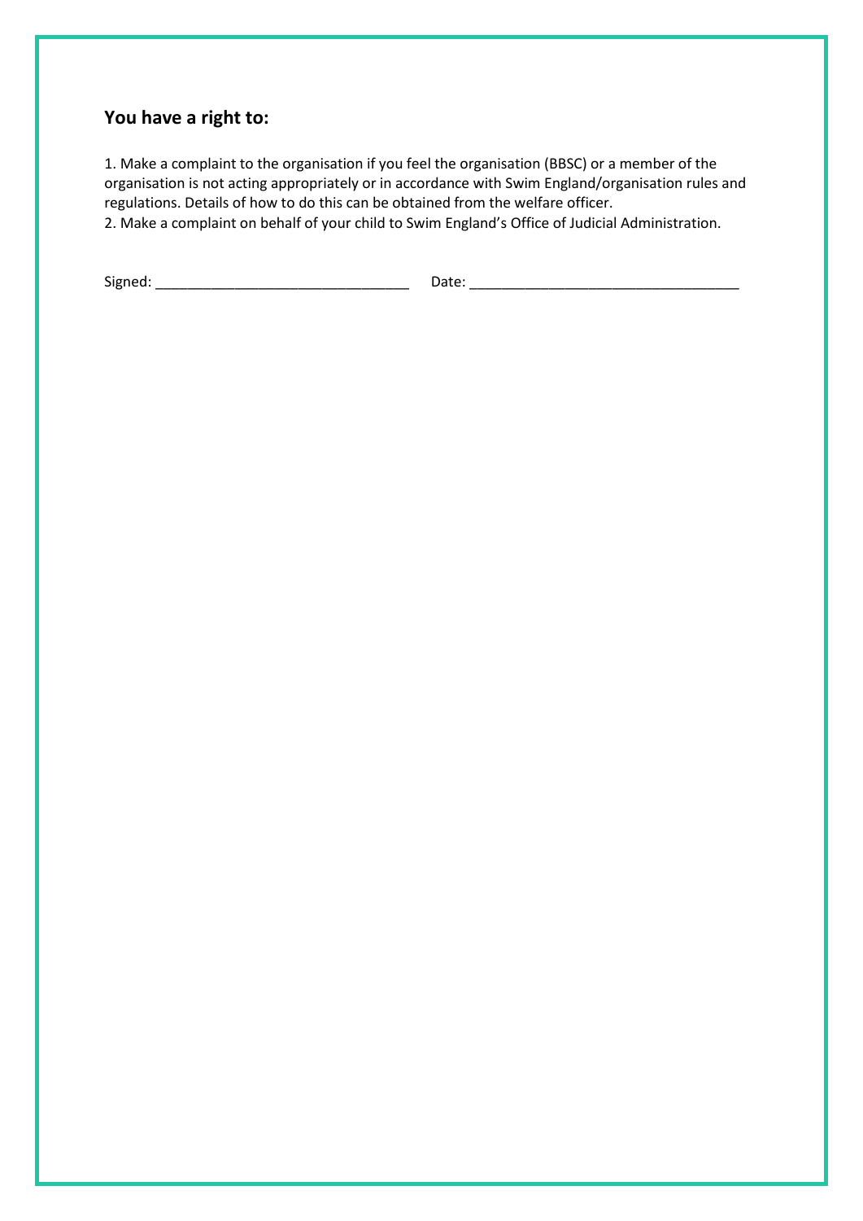## You have a right to:

1. Make a complaint to the organisation if you feel the organisation (BBSC) or a member of the organisation is not acting appropriately or in accordance with Swim England/organisation rules and regulations. Details of how to do this can be obtained from the welfare officer.
2. Make a complaint on behalf of your child to Swim England's Office of Judicial Administration.

Signed: _______________________________ Date: _________________________________